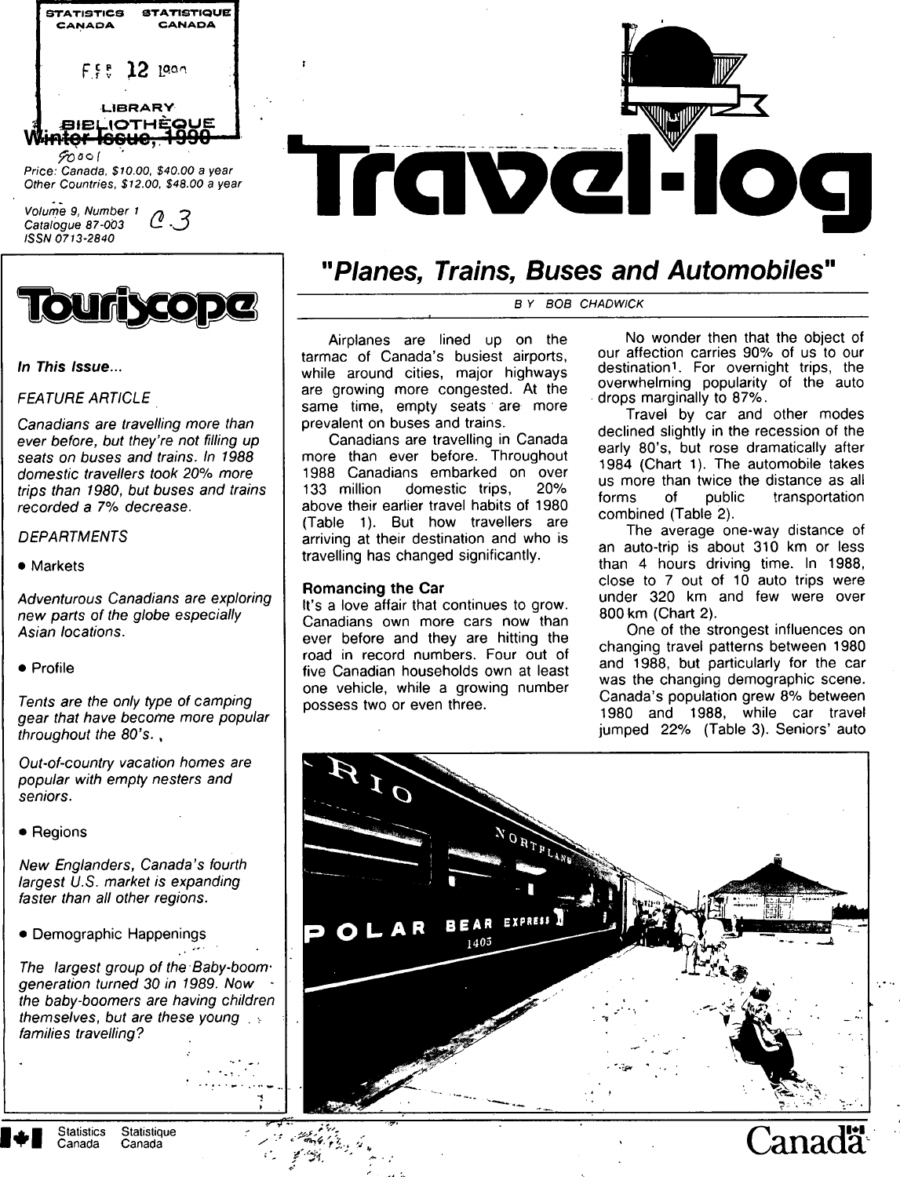STATISTICS CANADA STATISTIQUE CANADA

FEB 12 1990

LIBRARY BIBLIOTHÈQUE

Winter Issue, 1990

Price: Canada, $10.00, $40.00 a year
Other Countries, $12.00, $48.00 a year

Volume 9, Number 1
Catalogue 87-003
ISSN 0713-2840

# Travel-log

## Touriscope

*In This Issue...*

*FEATURE ARTICLE*

*Canadians are travelling more than ever before, but they're not filling up seats on buses and trains. In 1988 domestic travellers took 20% more trips than 1980, but buses and trains recorded a 7% decrease.*

*DEPARTMENTS*

- Markets

*Adventurous Canadians are exploring new parts of the globe especially Asian locations.*

- Profile

*Tents are the only type of camping gear that have become more popular throughout the 80's.*

*Out-of-country vacation homes are popular with empty nesters and seniors.*

- Regions

*New Englanders, Canada's fourth largest U.S. market is expanding faster than all other regions.*

- Demographic Happenings

*The largest group of the Baby-boom generation turned 30 in 1989. Now the baby-boomers are having children themselves, but are these young families travelling?*

## "Planes, Trains, Buses and Automobiles"

BY BOB CHADWICK

Airplanes are lined up on the tarmac of Canada's busiest airports, while around cities, major highways are growing more congested. At the same time, empty seats are more prevalent on buses and trains.

Canadians are travelling in Canada more than ever before. Throughout 1988 Canadians embarked on over 133 million domestic trips, 20% above their earlier travel habits of 1980 (Table 1). But how travellers are arriving at their destination and who is travelling has changed significantly.

### Romancing the Car

It's a love affair that continues to grow. Canadians own more cars now than ever before and they are hitting the road in record numbers. Four out of five Canadian households own at least one vehicle, while a growing number possess two or even three.

No wonder then that the object of our affection carries 90% of us to our destination[1]. For overnight trips, the overwhelming popularity of the auto drops marginally to 87%.

Travel by car and other modes declined slightly in the recession of the early 80's, but rose dramatically after 1984 (Chart 1). The automobile takes us more than twice the distance as all forms of public transportation combined (Table 2).

The average one-way distance of an auto-trip is about 310 km or less than 4 hours driving time. In 1988, close to 7 out of 10 auto trips were under 320 km and few were over 800 km (Chart 2).

One of the strongest influences on changing travel patterns between 1980 and 1988, but particularly for the car was the changing demographic scene. Canada's population grew 8% between 1980 and 1988, while car travel jumped 22% (Table 3). Seniors' auto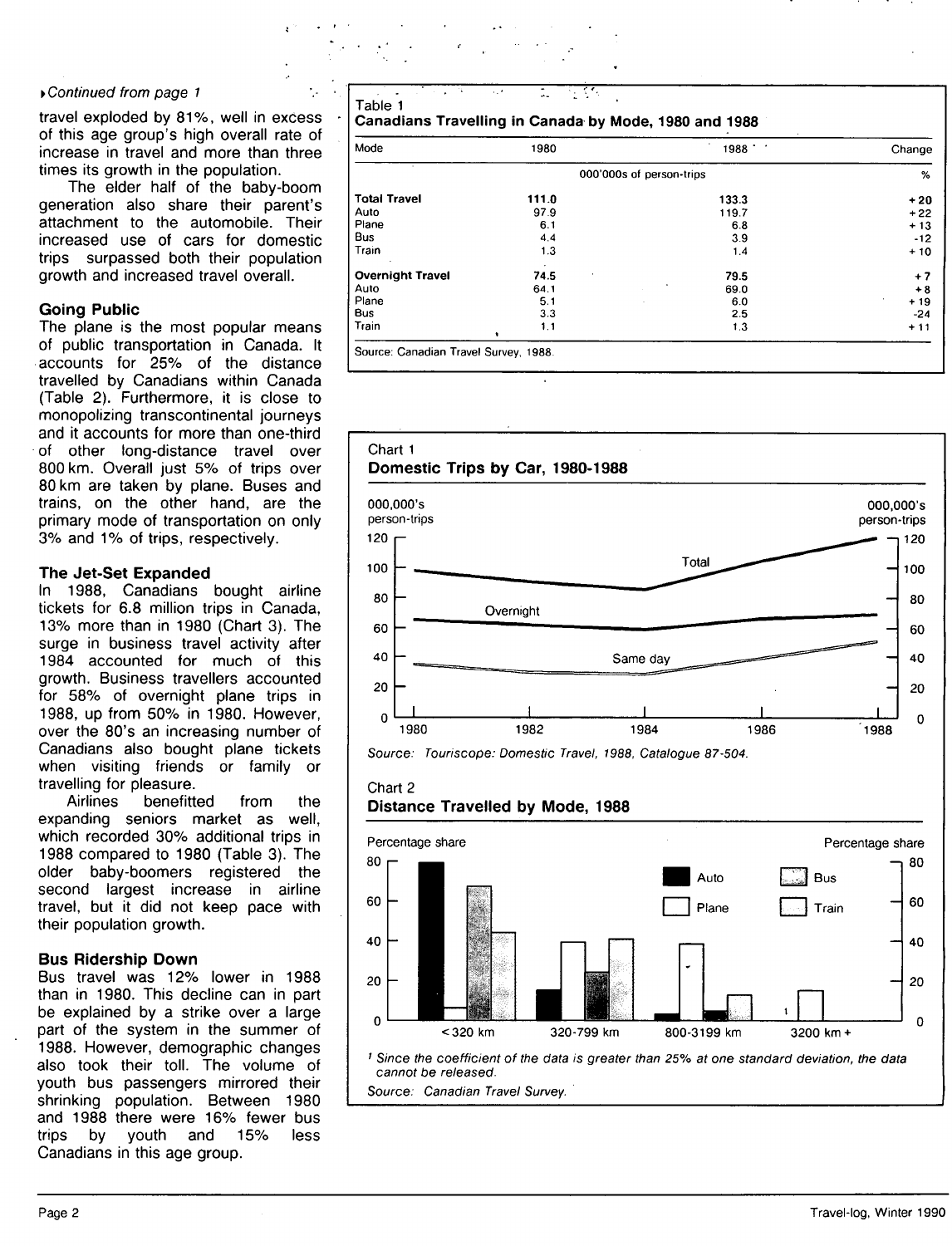▸Continued from page 1

travel exploded by 81%, well in excess of this age group's high overall rate of increase in travel and more than three times its growth in the population.

The elder half of the baby-boom generation also share their parent's attachment to the automobile. Their increased use of cars for domestic trips surpassed both their population growth and increased travel overall.

### Going Public

The plane is the most popular means of public transportation in Canada. It accounts for 25% of the distance travelled by Canadians within Canada (Table 2). Furthermore, it is close to monopolizing transcontinental journeys and it accounts for more than one-third of other long-distance travel over 800 km. Overall just 5% of trips over 80 km are taken by plane. Buses and trains, on the other hand, are the primary mode of transportation on only 3% and 1% of trips, respectively.

### The Jet-Set Expanded

In 1988, Canadians bought airline tickets for 6.8 million trips in Canada, 13% more than in 1980 (Chart 3). The surge in business travel activity after 1984 accounted for much of this growth. Business travellers accounted for 58% of overnight plane trips in 1988, up from 50% in 1980. However, over the 80's an increasing number of Canadians also bought plane tickets when visiting friends or family or travelling for pleasure.

Airlines benefitted from the expanding seniors market as well, which recorded 30% additional trips in 1988 compared to 1980 (Table 3). The older baby-boomers registered the second largest increase in airline travel, but it did not keep pace with their population growth.

### Bus Ridership Down

Bus travel was 12% lower in 1988 than in 1980. This decline can in part be explained by a strike over a large part of the system in the summer of 1988. However, demographic changes also took their toll. The volume of youth bus passengers mirrored their shrinking population. Between 1980 and 1988 there were 16% fewer bus trips by youth and 15% less Canadians in this age group.

**Table 1**
**Canadians Travelling in Canada by Mode, 1980 and 1988**

| Mode | 1980 | 1988 | Change |
|---|---|---|---|
| | 000'000s of person-trips | | % |
| **Total Travel** | **111.0** | **133.3** | **+20** |
| Auto | 97.9 | 119.7 | +22 |
| Plane | 6.1 | 6.8 | +13 |
| Bus | 4.4 | 3.9 | -12 |
| Train | 1.3 | 1.4 | +10 |
| **Overnight Travel** | **74.5** | **79.5** | **+7** |
| Auto | 64.1 | 69.0 | +8 |
| Plane | 5.1 | 6.0 | +19 |
| Bus | 3.3 | 2.5 | -24 |
| Train | 1.1 | 1.3 | +11 |

Source: Canadian Travel Survey, 1988.

**Chart 1**
**Domestic Trips by Car, 1980-1988**

Source: Touriscope: Domestic Travel, 1988, Catalogue 87-504.

**Chart 2**
**Distance Travelled by Mode, 1988**

[1] Since the coefficient of the data is greater than 25% at one standard deviation, the data cannot be released.

Source: Canadian Travel Survey.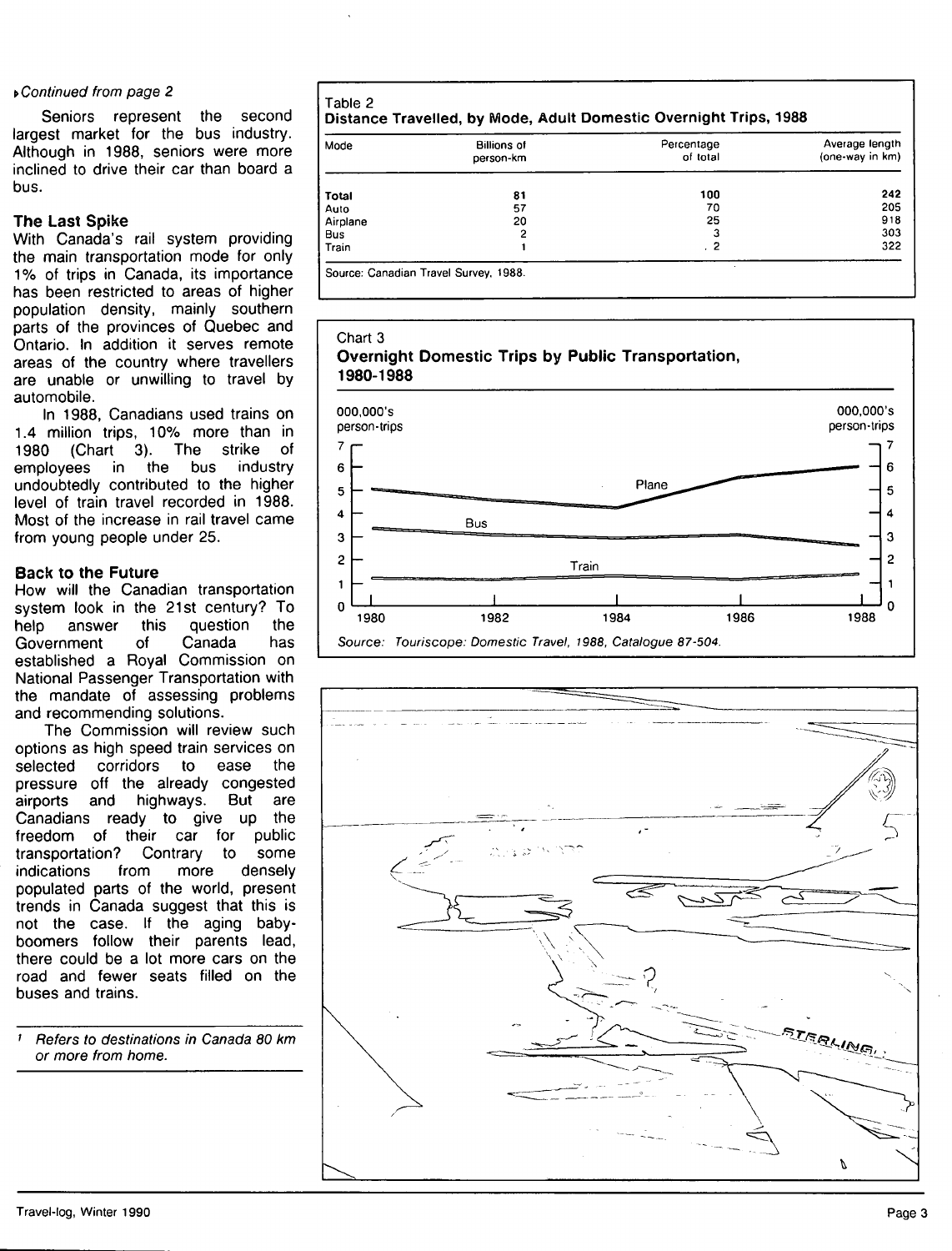*Continued from page 2*

Seniors represent the second largest market for the bus industry. Although in 1988, seniors were more inclined to drive their car than board a bus.

### The Last Spike

With Canada's rail system providing the main transportation mode for only 1% of trips in Canada, its importance has been restricted to areas of higher population density, mainly southern parts of the provinces of Quebec and Ontario. In addition it serves remote areas of the country where travellers are unable or unwilling to travel by automobile.

In 1988, Canadians used trains on 1.4 million trips, 10% more than in 1980 (Chart 3). The strike of employees in the bus industry undoubtedly contributed to the higher level of train travel recorded in 1988. Most of the increase in rail travel came from young people under 25.

### Back to the Future

How will the Canadian transportation system look in the 21st century? To help answer this question the Government of Canada has established a Royal Commission on National Passenger Transportation with the mandate of assessing problems and recommending solutions.

The Commission will review such options as high speed train services on selected corridors to ease the pressure off the already congested airports and highways. But are Canadians ready to give up the freedom of their car for public transportation? Contrary to some indications from more densely populated parts of the world, present trends in Canada suggest that this is not the case. If the aging baby-boomers follow their parents lead, there could be a lot more cars on the road and fewer seats filled on the buses and trains.

[1] *Refers to destinations in Canada 80 km or more from home.*

Table 2
**Distance Travelled, by Mode, Adult Domestic Overnight Trips, 1988**

| Mode | Billions of person-km | Percentage of total | Average length (one-way in km) |
|---|---|---|---|
| **Total** | **81** | **100** | **242** |
| Auto | 57 | 70 | 205 |
| Airplane | 20 | 25 | 918 |
| Bus | 2 | 3 | 303 |
| Train | 1 | 2 | 322 |

Source: Canadian Travel Survey, 1988.

Chart 3
**Overnight Domestic Trips by Public Transportation, 1980-1988**

Source: *Touriscope: Domestic Travel, 1988, Catalogue 87-504.*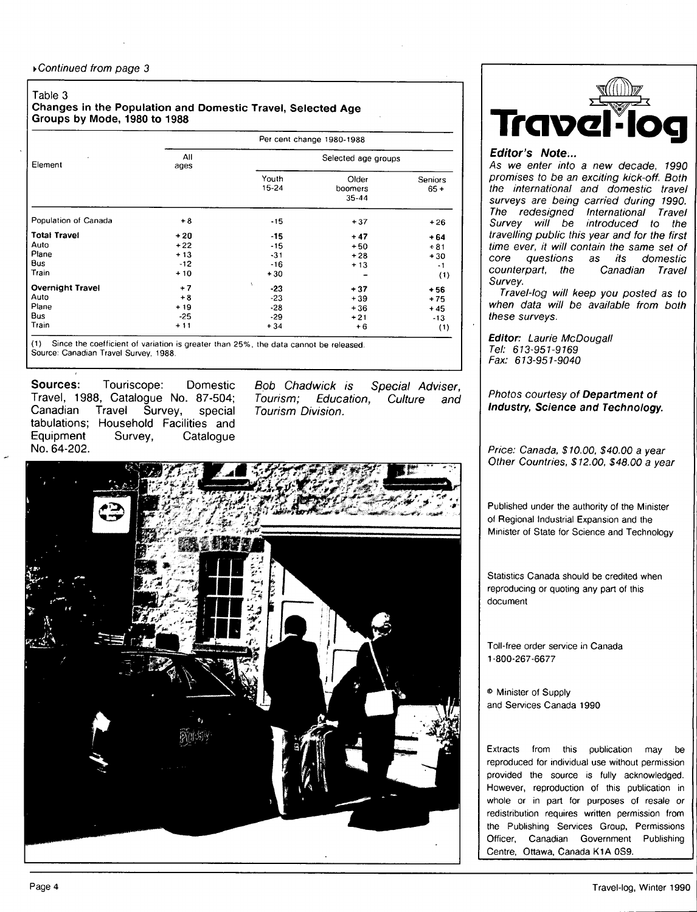*Continued from page 3*

Table 3
**Changes in the Population and Domestic Travel, Selected Age Groups by Mode, 1980 to 1988**

| Element | Per cent change 1980-1988 | | | |
|---|---|---|---|---|
| | All ages | Selected age groups | | |
| | | Youth 15-24 | Older boomers 35-44 | Seniors 65+ |
| Population of Canada | +8 | -15 | +37 | +26 |
| **Total Travel** | **+20** | **-15** | **+47** | **+64** |
| Auto | +22 | -15 | +50 | +81 |
| Plane | +13 | -31 | +28 | +30 |
| Bus | -12 | -16 | +13 | -1 |
| Train | +10 | +30 | - | (1) |
| **Overnight Travel** | **+7** | **-23** | **+37** | **+56** |
| Auto | +8 | -23 | +39 | +75 |
| Plane | +19 | -28 | +36 | +45 |
| Bus | -25 | -29 | +21 | -13 |
| Train | +11 | +34 | +6 | (1) |

(1) Since the coefficient of variation is greater than 25%, the data cannot be released.
Source: Canadian Travel Survey, 1988.

**Sources:** Touriscope: Domestic Travel, 1988, Catalogue No. 87-504; Canadian Travel Survey, special tabulations; Household Facilities and Equipment Survey, Catalogue No. 64-202.

*Bob Chadwick is Special Adviser, Tourism; Education, Culture and Tourism Division.*

# Travel-log

***Editor's Note...***

*As we enter into a new decade, 1990 promises to be an exciting kick-off. Both the international and domestic travel surveys are being carried during 1990. The redesigned International Travel Survey will be introduced to the travelling public this year and for the first time ever, it will contain the same set of core questions as its domestic counterpart, the Canadian Travel Survey.*

*Travel-log will keep you posted as to when data will be available from both these surveys.*

***Editor:*** *Laurie McDougall*
*Tel: 613-951-9169*
*Fax: 613-951-9040*

*Photos courtesy of* ***Department of Industry, Science and Technology.***

*Price: Canada, $10.00, $40.00 a year*
*Other Countries, $12.00, $48.00 a year*

Published under the authority of the Minister of Regional Industrial Expansion and the Minister of State for Science and Technology

Statistics Canada should be credited when reproducing or quoting any part of this document

Toll-free order service in Canada
1-800-267-6677

© Minister of Supply and Services Canada 1990

Extracts from this publication may be reproduced for individual use without permission provided the source is fully acknowledged. However, reproduction of this publication in whole or in part for purposes of resale or redistribution requires written permission from the Publishing Services Group, Permissions Officer, Canadian Government Publishing Centre, Ottawa, Canada K1A 0S9.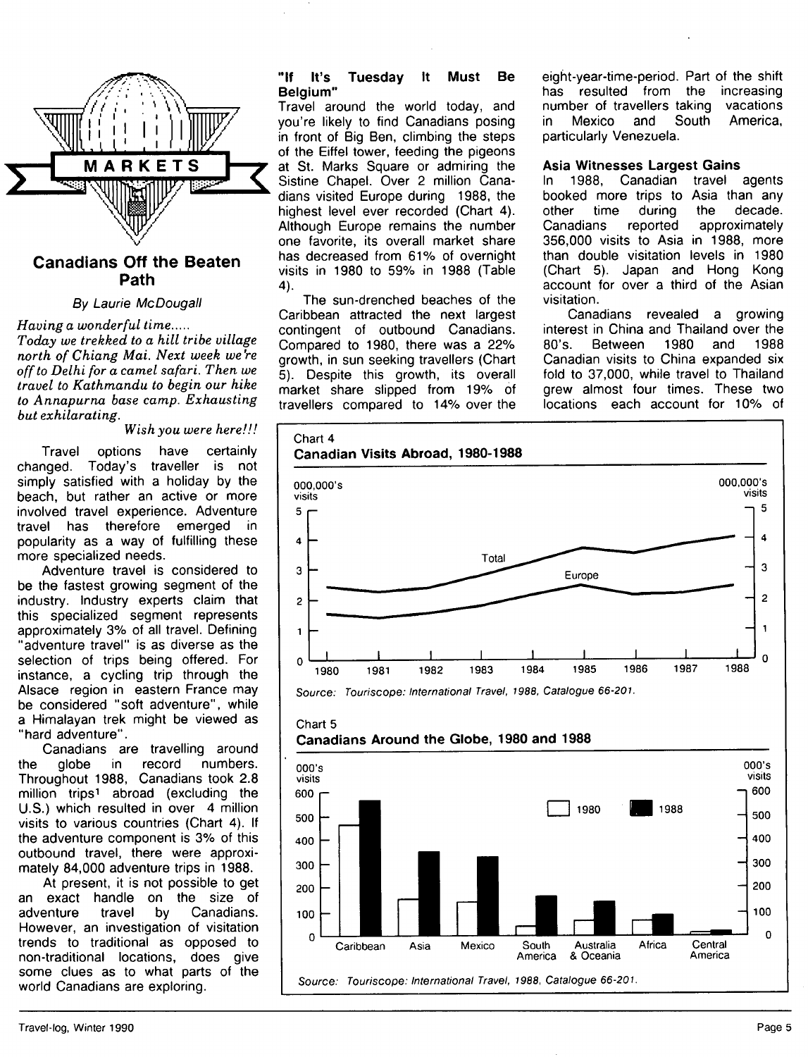MARKETS

## Canadians Off the Beaten Path

*By Laurie McDougall*

*Having a wonderful time.....*
*Today we trekked to a hill tribe village north of Chiang Mai. Next week we're off to Delhi for a camel safari. Then we travel to Kathmandu to begin our hike to Annapurna base camp. Exhausting but exhilarating.*

*Wish you were here!!!*

Travel options have certainly changed. Today's traveller is not simply satisfied with a holiday by the beach, but rather an active or more involved travel experience. Adventure travel has therefore emerged in popularity as a way of fulfilling these more specialized needs.

Adventure travel is considered to be the fastest growing segment of the industry. Industry experts claim that this specialized segment represents approximately 3% of all travel. Defining "adventure travel" is as diverse as the selection of trips being offered. For instance, a cycling trip through the Alsace region in eastern France may be considered "soft adventure", while a Himalayan trek might be viewed as "hard adventure".

Canadians are travelling around the globe in record numbers. Throughout 1988, Canadians took 2.8 million trips[1] abroad (excluding the U.S.) which resulted in over 4 million visits to various countries (Chart 4). If the adventure component is 3% of this outbound travel, there were approximately 84,000 adventure trips in 1988.

At present, it is not possible to get an exact handle on the size of adventure travel by Canadians. However, an investigation of visitation trends to traditional as opposed to non-traditional locations, does give some clues as to what parts of the world Canadians are exploring.

### "If It's Tuesday It Must Be Belgium"

Travel around the world today, and you're likely to find Canadians posing in front of Big Ben, climbing the steps of the Eiffel tower, feeding the pigeons at St. Marks Square or admiring the Sistine Chapel. Over 2 million Canadians visited Europe during 1988, the highest level ever recorded (Chart 4). Although Europe remains the number one favorite, its overall market share has decreased from 61% of overnight visits in 1980 to 59% in 1988 (Table 4).

The sun-drenched beaches of the Caribbean attracted the next largest contingent of outbound Canadians. Compared to 1980, there was a 22% growth, in sun seeking travellers (Chart 5). Despite this growth, its overall market share slipped from 19% of travellers compared to 14% over the eight-year-time-period. Part of the shift has resulted from the increasing number of travellers taking vacations in Mexico and South America, particularly Venezuela.

### Asia Witnesses Largest Gains

In 1988, Canadian travel agents booked more trips to Asia than any other time during the decade. Canadians reported approximately 356,000 visits to Asia in 1988, more than double visitation levels in 1980 (Chart 5). Japan and Hong Kong account for over a third of the Asian visitation.

Canadians revealed a growing interest in China and Thailand over the 80's. Between 1980 and 1988 Canadian visits to China expanded six fold to 37,000, while travel to Thailand grew almost four times. These two locations each account for 10% of

Chart 4
**Canadian Visits Abroad, 1980-1988**

000,000's visits

Lines: Total, Europe (1980–1988; y-axis 0–5)

*Source: Touriscope: International Travel, 1988, Catalogue 66-201.*

Chart 5
**Canadians Around the Globe, 1980 and 1988**

000's visits

Bars (1980, 1988): Caribbean, Asia, Mexico, South America, Australia & Oceania, Africa, Central America (y-axis 0–600)

*Source: Touriscope: International Travel, 1988, Catalogue 66-201.*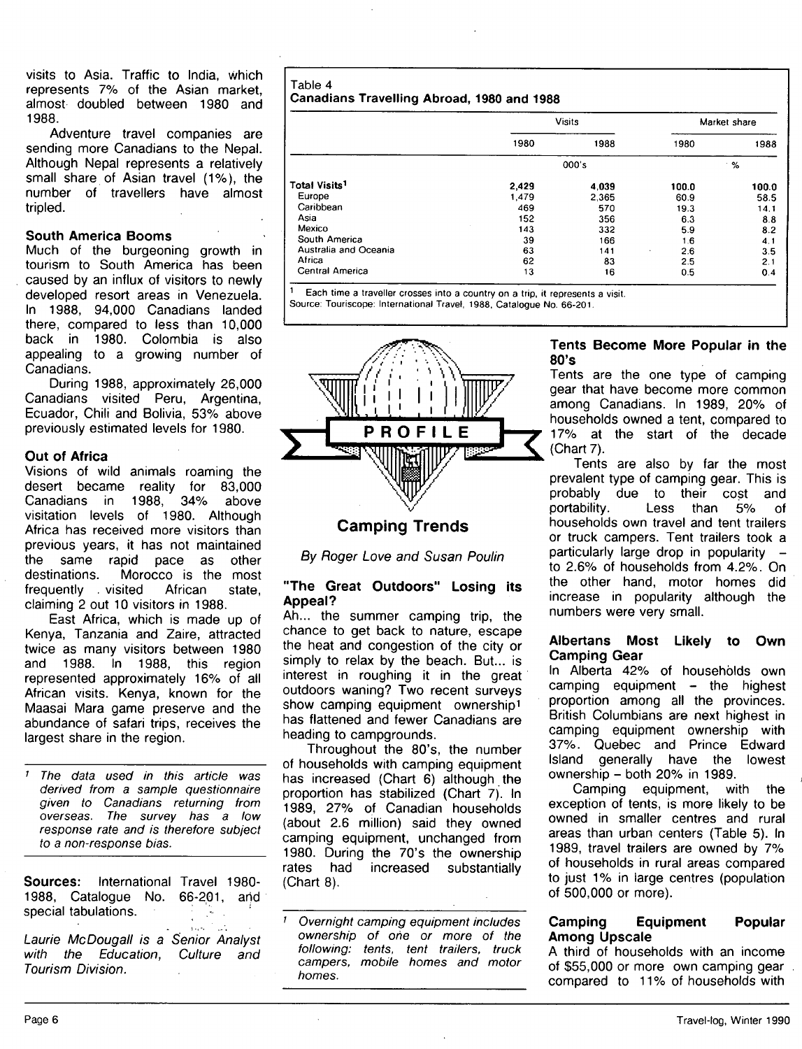visits to Asia. Traffic to India, which represents 7% of the Asian market, almost doubled between 1980 and 1988.

Adventure travel companies are sending more Canadians to the Nepal. Although Nepal represents a relatively small share of Asian travel (1%), the number of travellers have almost tripled.

### South America Booms

Much of the burgeoning growth in tourism to South America has been caused by an influx of visitors to newly developed resort areas in Venezuela. In 1988, 94,000 Canadians landed there, compared to less than 10,000 back in 1980. Colombia is also appealing to a growing number of Canadians.

During 1988, approximately 26,000 Canadians visited Peru, Argentina, Ecuador, Chili and Bolivia, 53% above previously estimated levels for 1980.

### Out of Africa

Visions of wild animals roaming the desert became reality for 83,000 Canadians in 1988, 34% above visitation levels of 1980. Although Africa has received more visitors than previous years, it has not maintained the same rapid pace as other destinations. Morocco is the most frequently visited African state, claiming 2 out 10 visitors in 1988.

East Africa, which is made up of Kenya, Tanzania and Zaire, attracted twice as many visitors between 1980 and 1988. In 1988, this region represented approximately 16% of all African visits. Kenya, known for the Maasai Mara game preserve and the abundance of safari trips, receives the largest share in the region.

*[1] The data used in this article was derived from a sample questionnaire given to Canadians returning from overseas. The survey has a low response rate and is therefore subject to a non-response bias.*

**Sources:** International Travel 1980-1988, Catalogue No. 66-201, and special tabulations.

*Laurie McDougall is a Senior Analyst with the Education, Culture and Tourism Division.*

Table 4
**Canadians Travelling Abroad, 1980 and 1988**

| | Visits | | Market share | |
|---|---|---|---|---|
| | 1980 | 1988 | 1980 | 1988 |
| | 000's | | % | |
| **Total Visits[1]** | **2,429** | **4,039** | **100.0** | **100.0** |
| Europe | 1,479 | 2,365 | 60.9 | 58.5 |
| Caribbean | 469 | 570 | 19.3 | 14.1 |
| Asia | 152 | 356 | 6.3 | 8.8 |
| Mexico | 143 | 332 | 5.9 | 8.2 |
| South America | 39 | 166 | 1.6 | 4.1 |
| Australia and Oceania | 63 | 141 | 2.6 | 3.5 |
| Africa | 62 | 83 | 2.5 | 2.1 |
| Central America | 13 | 16 | 0.5 | 0.4 |

[1] Each time a traveller crosses into a country on a trip, it represents a visit.
Source: Touriscope: International Travel, 1988, Catalogue No. 66-201.

PROFILE

## Camping Trends

*By Roger Love and Susan Poulin*

### "The Great Outdoors" Losing its Appeal?

Ah... the summer camping trip, the chance to get back to nature, escape the heat and congestion of the city or simply to relax by the beach. But... is interest in roughing it in the great outdoors waning? Two recent surveys show camping equipment ownership[1] has flattened and fewer Canadians are heading to campgrounds.

Throughout the 80's, the number of households with camping equipment has increased (Chart 6) although the proportion has stabilized (Chart 7). In 1989, 27% of Canadian households (about 2.6 million) said they owned camping equipment, unchanged from 1980. During the 70's the ownership rates had increased substantially (Chart 8).

*[1] Overnight camping equipment includes ownership of one or more of the following: tents, tent trailers, truck campers, mobile homes and motor homes.*

### Tents Become More Popular in the 80's

Tents are the one type of camping gear that have become more common among Canadians. In 1989, 20% of households owned a tent, compared to 17% at the start of the decade (Chart 7).

Tents are also by far the most prevalent type of camping gear. This is probably due to their cost and portability. Less than 5% of households own travel and tent trailers or truck campers. Tent trailers took a particularly large drop in popularity – to 2.6% of households from 4.2%. On the other hand, motor homes did increase in popularity although the numbers were very small.

### Albertans Most Likely to Own Camping Gear

In Alberta 42% of households own camping equipment – the highest proportion among all the provinces. British Columbians are next highest in camping equipment ownership with 37%. Quebec and Prince Edward Island generally have the lowest ownership – both 20% in 1989.

Camping equipment, with the exception of tents, is more likely to be owned in smaller centres and rural areas than urban centers (Table 5). In 1989, travel trailers are owned by 7% of households in rural areas compared to just 1% in large centres (population of 500,000 or more).

### Camping Equipment Popular Among Upscale

A third of households with an income of $55,000 or more own camping gear compared to 11% of households with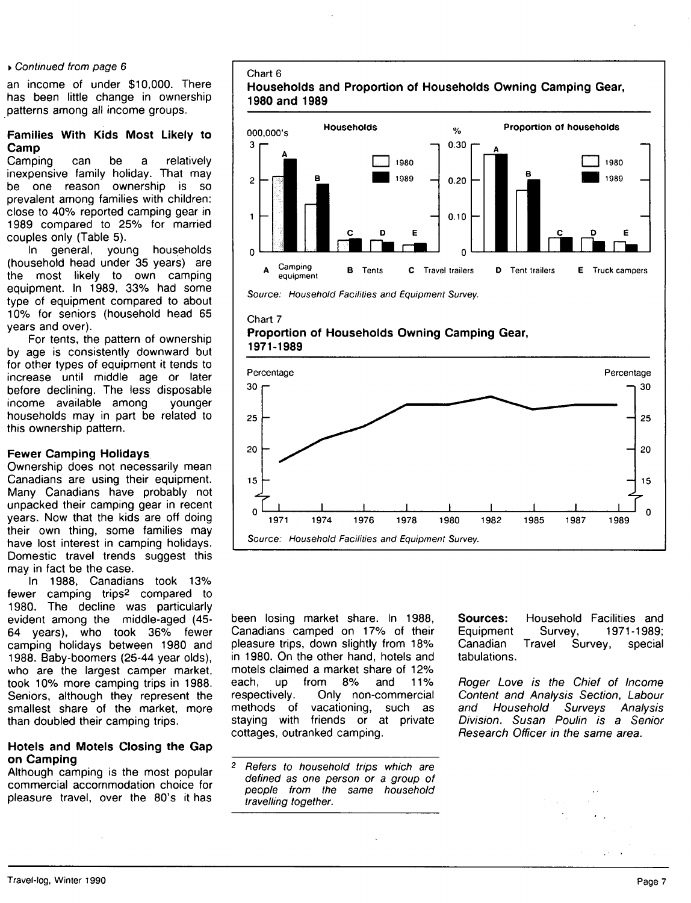▸ *Continued from page 6*

an income of under $10,000. There has been little change in ownership patterns among all income groups.

### Families With Kids Most Likely to Camp

Camping can be a relatively inexpensive family holiday. That may be one reason ownership is so prevalent among families with children: close to 40% reported camping gear in 1989 compared to 25% for married couples only (Table 5).

In general, young households (household head under 35 years) are the most likely to own camping equipment. In 1989, 33% had some type of equipment compared to about 10% for seniors (household head 65 years and over).

For tents, the pattern of ownership by age is consistently downward but for other types of equipment it tends to increase until middle age or later before declining. The less disposable income available among younger households may in part be related to this ownership pattern.

### Fewer Camping Holidays

Ownership does not necessarily mean Canadians are using their equipment. Many Canadians have probably not unpacked their camping gear in recent years. Now that the kids are off doing their own thing, some families may have lost interest in camping holidays. Domestic travel trends suggest this may in fact be the case.

In 1988, Canadians took 13% fewer camping trips[2] compared to 1980. The decline was particularly evident among the middle-aged (45-64 years), who took 36% fewer camping holidays between 1980 and 1988. Baby-boomers (25-44 year olds), who are the largest camper market, took 10% more camping trips in 1988. Seniors, although they represent the smallest share of the market, more than doubled their camping trips.

### Hotels and Motels Closing the Gap on Camping

Although camping is the most popular commercial accommodation choice for pleasure travel, over the 80's it has been losing market share. In 1988, Canadians camped on 17% of their pleasure trips, down slightly from 18% in 1980. On the other hand, hotels and motels claimed a market share of 12% each, up from 8% and 11% respectively. Only non-commercial methods of vacationing, such as staying with friends or at private cottages, outranked camping.

**Chart 6**
**Households and Proportion of Households Owning Camping Gear, 1980 and 1989**

A Camping equipment B Tents C Travel trailers D Tent trailers E Truck campers

*Source: Household Facilities and Equipment Survey.*

**Chart 7**
**Proportion of Households Owning Camping Gear, 1971-1989**

*Source: Household Facilities and Equipment Survey.*

**Sources:** Household Facilities and Equipment Survey, 1971-1989; Canadian Travel Survey, special tabulations.

*Roger Love is the Chief of Income Content and Analysis Section, Labour and Household Surveys Analysis Division. Susan Poulin is a Senior Research Officer in the same area.*

---

[2] *Refers to household trips which are defined as one person or a group of people from the same household travelling together.*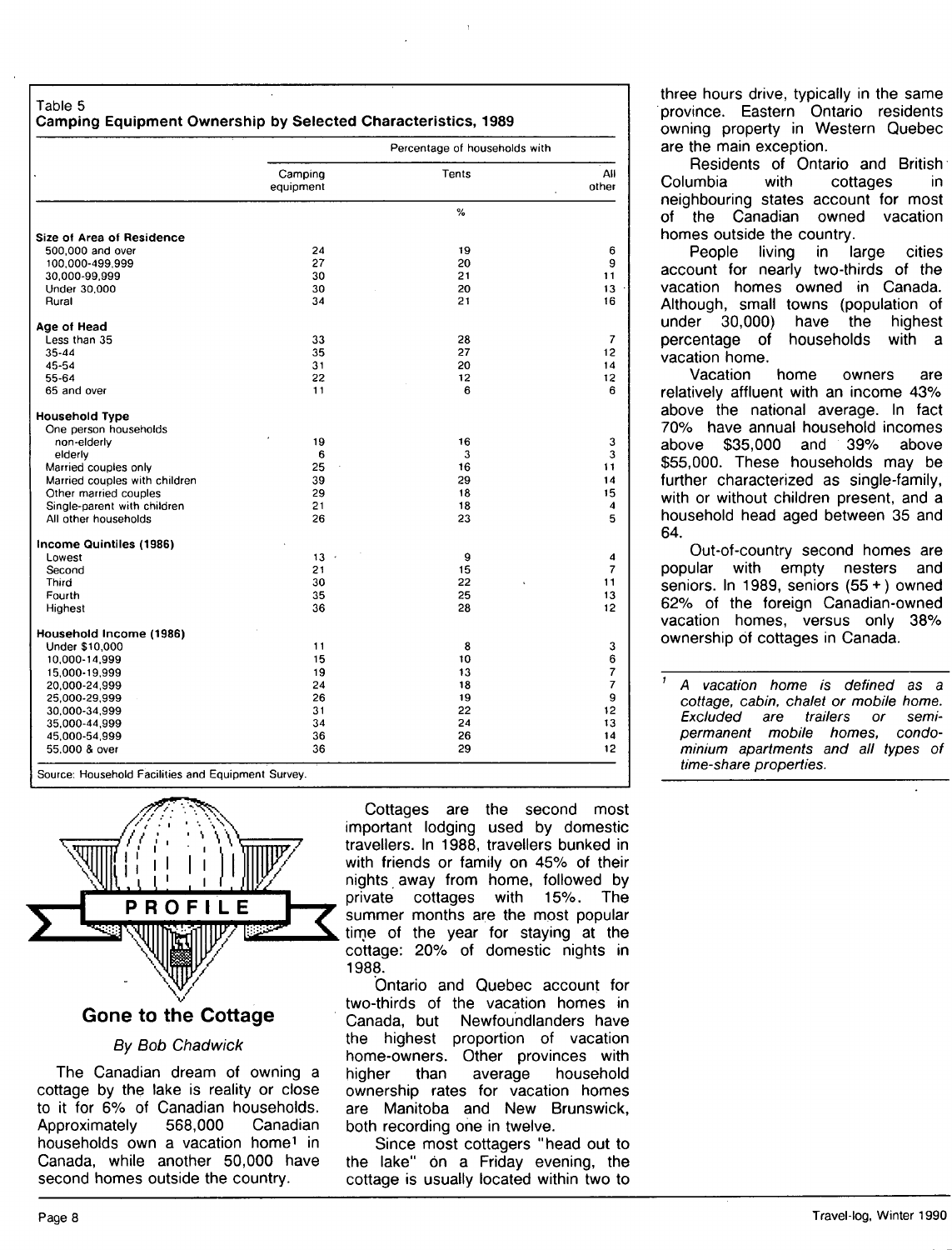Table 5
**Camping Equipment Ownership by Selected Characteristics, 1989**

| | Percentage of households with | | |
|---|---|---|---|
| | Camping equipment | Tents | All other |
| | | % | |
| **Size of Area of Residence** | | | |
| 500,000 and over | 24 | 19 | 6 |
| 100,000-499,999 | 27 | 20 | 9 |
| 30,000-99,999 | 30 | 21 | 11 |
| Under 30,000 | 30 | 20 | 13 |
| Rural | 34 | 21 | 16 |
| **Age of Head** | | | |
| Less than 35 | 33 | 28 | 7 |
| 35-44 | 35 | 27 | 12 |
| 45-54 | 31 | 20 | 14 |
| 55-64 | 22 | 12 | 12 |
| 65 and over | 11 | 6 | 6 |
| **Household Type** | | | |
| One person households | | | |
| non-elderly | 19 | 16 | 3 |
| elderly | 6 | 3 | 3 |
| Married couples only | 25 | 16 | 11 |
| Married couples with children | 39 | 29 | 14 |
| Other married couples | 29 | 18 | 15 |
| Single-parent with children | 21 | 18 | 4 |
| All other households | 26 | 23 | 5 |
| **Income Quintiles (1986)** | | | |
| Lowest | 13 | 9 | 4 |
| Second | 21 | 15 | 7 |
| Third | 30 | 22 | 11 |
| Fourth | 35 | 25 | 13 |
| Highest | 36 | 28 | 12 |
| **Household Income (1986)** | | | |
| Under $10,000 | 11 | 8 | 3 |
| 10,000-14,999 | 15 | 10 | 6 |
| 15,000-19,999 | 19 | 13 | 7 |
| 20,000-24,999 | 24 | 18 | 7 |
| 25,000-29,999 | 26 | 19 | 9 |
| 30,000-34,999 | 31 | 22 | 12 |
| 35,000-44,999 | 34 | 24 | 13 |
| 45,000-54,999 | 36 | 26 | 14 |
| 55,000 & over | 36 | 29 | 12 |

Source: Household Facilities and Equipment Survey.

PROFILE

## Gone to the Cottage

*By Bob Chadwick*

The Canadian dream of owning a cottage by the lake is reality or close to it for 6% of Canadian households. Approximately 568,000 Canadian households own a vacation home[1] in Canada, while another 50,000 have second homes outside the country.

Cottages are the second most important lodging used by domestic travellers. In 1988, travellers bunked in with friends or family on 45% of their nights away from home, followed by private cottages with 15%. The summer months are the most popular time of the year for staying at the cottage: 20% of domestic nights in 1988.

Ontario and Quebec account for two-thirds of the vacation homes in Canada, but Newfoundlanders have the highest proportion of vacation home-owners. Other provinces with higher than average household ownership rates for vacation homes are Manitoba and New Brunswick, both recording one in twelve.

Since most cottagers "head out to the lake" on a Friday evening, the cottage is usually located within two to three hours drive, typically in the same province. Eastern Ontario residents owning property in Western Quebec are the main exception.

Residents of Ontario and British Columbia with cottages in neighbouring states account for most of the Canadian owned vacation homes outside the country.

People living in large cities account for nearly two-thirds of the vacation homes owned in Canada. Although, small towns (population of under 30,000) have the highest percentage of households with a vacation home.

Vacation home owners are relatively affluent with an income 43% above the national average. In fact 70% have annual household incomes above $35,000 and 39% above $55,000. These households may be further characterized as single-family, with or without children present, and a household head aged between 35 and 64.

Out-of-country second homes are popular with empty nesters and seniors. In 1989, seniors (55+) owned 62% of the foreign Canadian-owned vacation homes, versus only 38% ownership of cottages in Canada.

[1] *A vacation home is defined as a cottage, cabin, chalet or mobile home. Excluded are trailers or semi-permanent mobile homes, condominium apartments and all types of time-share properties.*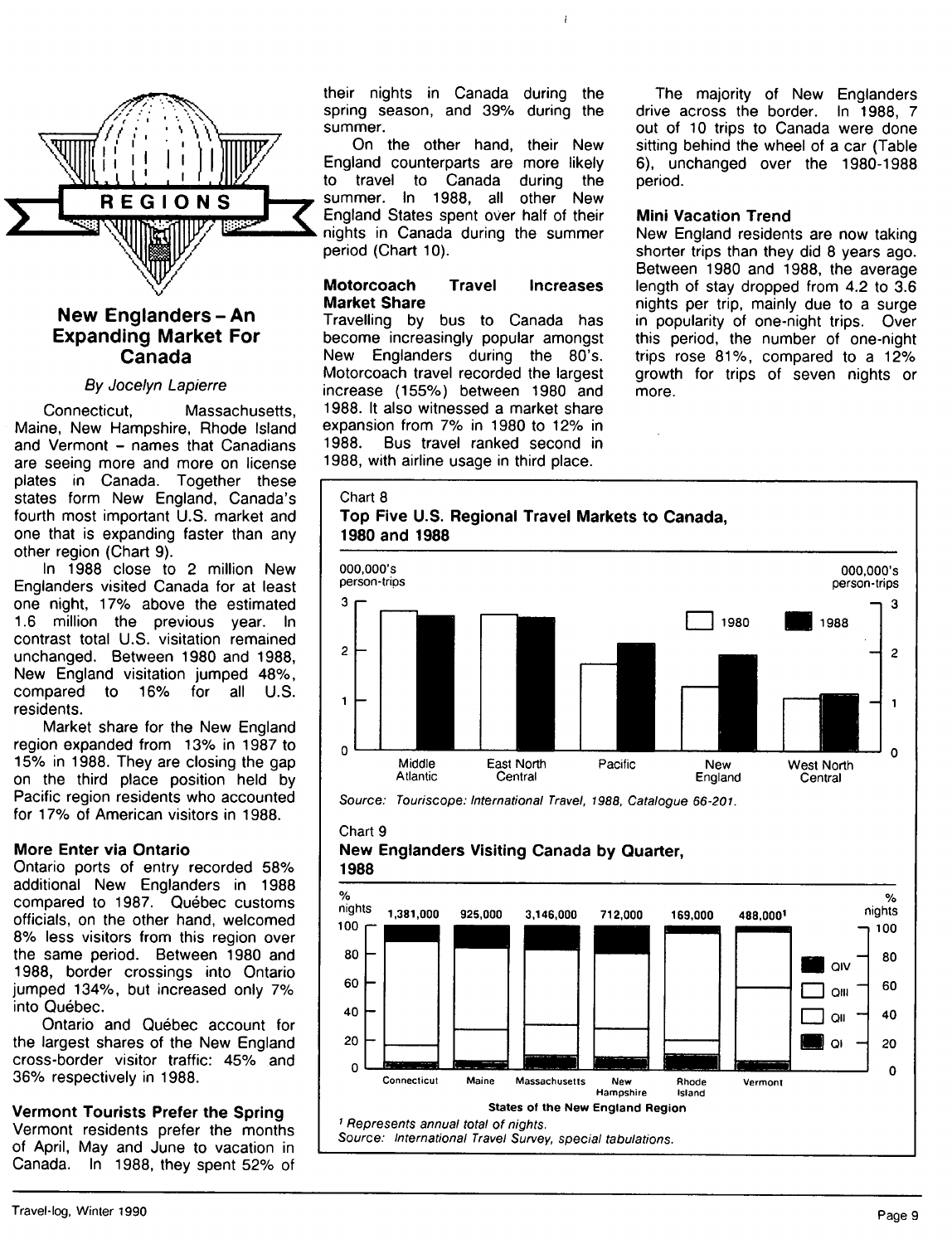REGIONS

## New Englanders – An Expanding Market For Canada

*By Jocelyn Lapierre*

Connecticut, Massachusetts, Maine, New Hampshire, Rhode Island and Vermont – names that Canadians are seeing more and more on license plates in Canada. Together these states form New England, Canada's fourth most important U.S. market and one that is expanding faster than any other region (Chart 9).

In 1988 close to 2 million New Englanders visited Canada for at least one night, 17% above the estimated 1.6 million the previous year. In contrast total U.S. visitation remained unchanged. Between 1980 and 1988, New England visitation jumped 48%, compared to 16% for all U.S. residents.

Market share for the New England region expanded from 13% in 1987 to 15% in 1988. They are closing the gap on the third place position held by Pacific region residents who accounted for 17% of American visitors in 1988.

### More Enter via Ontario

Ontario ports of entry recorded 58% additional New Englanders in 1988 compared to 1987. Québec customs officials, on the other hand, welcomed 8% less visitors from this region over the same period. Between 1980 and 1988, border crossings into Ontario jumped 134%, but increased only 7% into Québec.

Ontario and Québec account for the largest shares of the New England cross-border visitor traffic: 45% and 36% respectively in 1988.

### Vermont Tourists Prefer the Spring

Vermont residents prefer the months of April, May and June to vacation in Canada. In 1988, they spent 52% of their nights in Canada during the spring season, and 39% during the summer.

On the other hand, their New England counterparts are more likely to travel to Canada during the summer. In 1988, all other New England States spent over half of their nights in Canada during the summer period (Chart 10).

### Motorcoach Travel Increases Market Share

Travelling by bus to Canada has become increasingly popular amongst New Englanders during the 80's. Motorcoach travel recorded the largest increase (155%) between 1980 and 1988. It also witnessed a market share expansion from 7% in 1980 to 12% in 1988. Bus travel ranked second in 1988, with airline usage in third place.

The majority of New Englanders drive across the border. In 1988, 7 out of 10 trips to Canada were done sitting behind the wheel of a car (Table 6), unchanged over the 1980-1988 period.

### Mini Vacation Trend

New England residents are now taking shorter trips than they did 8 years ago. Between 1980 and 1988, the average length of stay dropped from 4.2 to 3.6 nights per trip, mainly due to a surge in popularity of one-night trips. Over this period, the number of one-night trips rose 81%, compared to a 12% growth for trips of seven nights or more.

Chart 8

**Top Five U.S. Regional Travel Markets to Canada, 1980 and 1988**

000,000's person-trips

Legend: 1980, 1988

Categories: Middle Atlantic, East North Central, Pacific, New England, West North Central

*Source: Touriscope: International Travel, 1988, Catalogue 66-201.*

Chart 9

**New Englanders Visiting Canada by Quarter, 1988**

% nights

| Connecticut | Maine | Massachusetts | New Hampshire | Rhode Island | Vermont |
|---|---|---|---|---|---|
| 1,381,000 | 925,000 | 3,146,000 | 712,000 | 169,000 | 488,000[1] |

Legend: QIV, QIII, QII, QI

States of the New England Region

[1] Represents annual total of nights.

*Source: International Travel Survey, special tabulations.*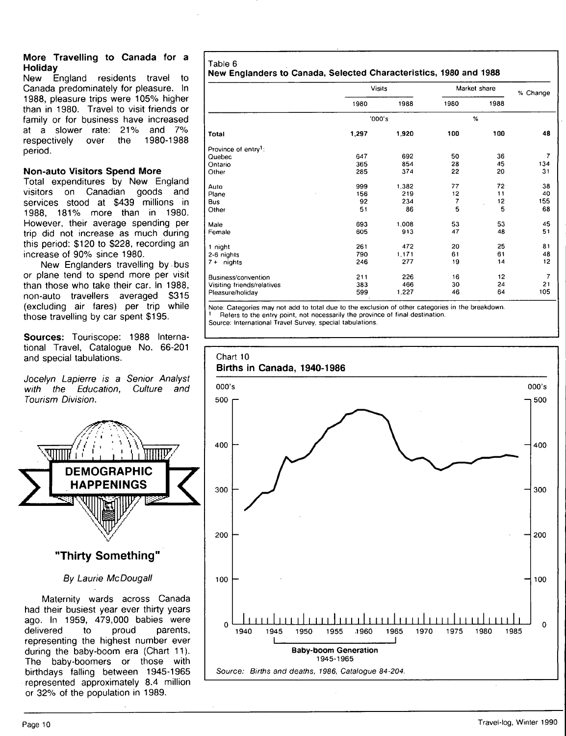### More Travelling to Canada for a Holiday

New England residents travel to Canada predominately for pleasure. In 1988, pleasure trips were 105% higher than in 1980. Travel to visit friends or family or for business have increased at a slower rate: 21% and 7% respectively over the 1980-1988 period.

### Non-auto Visitors Spend More

Total expenditures by New England visitors on Canadian goods and services stood at $439 millions in 1988, 181% more than in 1980. However, their average spending per trip did not increase as much during this period: $120 to $228, recording an increase of 90% since 1980.

New Englanders travelling by bus or plane tend to spend more per visit than those who take their car. In 1988, non-auto travellers averaged $315 (excluding air fares) per trip while those travelling by car spent $195.

**Sources:** Touriscope: 1988 International Travel, Catalogue No. 66-201 and special tabulations.

*Jocelyn Lapierre is a Senior Analyst with the Education, Culture and Tourism Division.*

Table 6
**New Englanders to Canada, Selected Characteristics, 1980 and 1988**

| | Visits | | Market share | | % Change |
|---|---|---|---|---|---|
| | 1980 | 1988 | 1980 | 1988 | |
| | '000's | | % | | |
| **Total** | **1,297** | **1,920** | **100** | **100** | **48** |
| Province of entry[1]: | | | | | |
| Quebec | 647 | 692 | 50 | 36 | 7 |
| Ontario | 365 | 854 | 28 | 45 | 134 |
| Other | 285 | 374 | 22 | 20 | 31 |
| Auto | 999 | 1,382 | 77 | 72 | 38 |
| Plane | 156 | 219 | 12 | 11 | 40 |
| Bus | 92 | 234 | 7 | 12 | 155 |
| Other | 51 | 86 | 5 | 5 | 68 |
| Male | 693 | 1,008 | 53 | 53 | 45 |
| Female | 605 | 913 | 47 | 48 | 51 |
| 1 night | 261 | 472 | 20 | 25 | 81 |
| 2-6 nights | 790 | 1,171 | 61 | 61 | 48 |
| 7+ nights | 246 | 277 | 19 | 14 | 12 |
| Business/convention | 211 | 226 | 16 | 12 | 7 |
| Visiting friends/relatives | 383 | 466 | 30 | 24 | 21 |
| Pleasure/holiday | 599 | 1,227 | 46 | 64 | 105 |

Note: Categories may not add to total due to the exclusion of other categories in the breakdown.
[1] Refers to the entry point, not necessarily the province of final destination.
Source: International Travel Survey, special tabulations.

## DEMOGRAPHIC HAPPENINGS

## "Thirty Something"

*By Laurie McDougall*

Maternity wards across Canada had their busiest year ever thirty years ago. In 1959, 479,000 babies were delivered to proud parents, representing the highest number ever during the baby-boom era (Chart 11). The baby-boomers or those with birthdays falling between 1945-1965 represented approximately 8.4 million or 32% of the population in 1989.

Chart 10
**Births in Canada, 1940-1986**

Baby-boom Generation 1945-1965

Source: *Births and deaths, 1986, Catalogue 84-204.*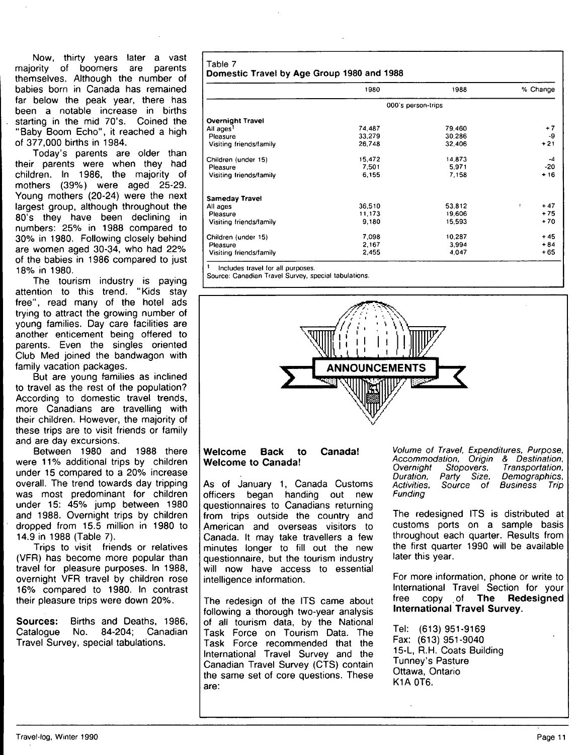Now, thirty years later a vast majority of boomers are parents themselves. Although the number of babies born in Canada has remained far below the peak year, there has been a notable increase in births starting in the mid 70's. Coined the "Baby Boom Echo", it reached a high of 377,000 births in 1984.

Today's parents are older than their parents were when they had children. In 1986, the majority of mothers (39%) were aged 25-29. Young mothers (20-24) were the next largest group, although throughout the 80's they have been declining in numbers: 25% in 1988 compared to 30% in 1980. Following closely behind are women aged 30-34, who had 22% of the babies in 1986 compared to just 18% in 1980.

The tourism industry is paying attention to this trend. "Kids stay free", read many of the hotel ads trying to attract the growing number of young families. Day care facilities are another enticement being offered to parents. Even the singles oriented Club Med joined the bandwagon with family vacation packages.

But are young families as inclined to travel as the rest of the population? According to domestic travel trends, more Canadians are travelling with their children. However, the majority of these trips are to visit friends or family and are day excursions.

Between 1980 and 1988 there were 11% additional trips by children under 15 compared to a 20% increase overall. The trend towards day tripping was most predominant for children under 15: 45% jump between 1980 and 1988. Overnight trips by children dropped from 15.5 million in 1980 to 14.9 in 1988 (Table 7).

Trips to visit friends or relatives (VFR) has become more popular than travel for pleasure purposes. In 1988, overnight VFR travel by children rose 16% compared to 1980. In contrast their pleasure trips were down 20%.

**Sources:** Births and Deaths, 1986, Catalogue No. 84-204; Canadian Travel Survey, special tabulations.

Table 7
**Domestic Travel by Age Group 1980 and 1988**

| | 1980 | 1988 | % Change |
|---|---|---|---|
| | 000's person-trips | | |
| **Overnight Travel** | | | |
| All ages[1] | 74,487 | 79,460 | +7 |
| Pleasure | 33,279 | 30,286 | -9 |
| Visiting friends/family | 26,748 | 32,406 | +21 |
| Children (under 15) | 15,472 | 14,873 | -4 |
| Pleasure | 7,501 | 5,971 | -20 |
| Visiting friends/family | 6,155 | 7,158 | +16 |
| **Sameday Travel** | | | |
| All ages | 36,510 | 53,812 | +47 |
| Pleasure | 11,173 | 19,606 | +75 |
| Visiting friends/family | 9,180 | 15,593 | +70 |
| Children (under 15) | 7,098 | 10,287 | +45 |
| Pleasure | 2,167 | 3,994 | +84 |
| Visiting friends/family | 2,455 | 4,047 | +65 |

[1] Includes travel for all purposes.
Source: Canadian Travel Survey, special tabulations.

## ANNOUNCEMENTS

### Welcome Back to Canada! Welcome to Canada!

As of January 1, Canada Customs officers began handing out new questionnaires to Canadians returning from trips outside the country and American and overseas visitors to Canada. It may take travellers a few minutes longer to fill out the new questionnaire, but the tourism industry will now have access to essential intelligence information.

The redesign of the ITS came about following a thorough two-year analysis of all tourism data, by the National Task Force on Tourism Data. The Task Force recommended that the International Travel Survey and the Canadian Travel Survey (CTS) contain the same set of core questions. These are:

*Volume of Travel, Expenditures, Purpose, Accommodation, Origin & Destination, Overnight Stopovers, Transportation, Duration, Party Size, Demographics, Activities, Source of Business Trip Funding*

The redesigned ITS is distributed at customs ports on a sample basis throughout each quarter. Results from the first quarter 1990 will be available later this year.

For more information, phone or write to International Travel Section for your free copy of **The Redesigned International Travel Survey.**

Tel: (613) 951-9169
Fax: (613) 951-9040
15-L, R.H. Coats Building
Tunney's Pasture
Ottawa, Ontario
K1A 0T6.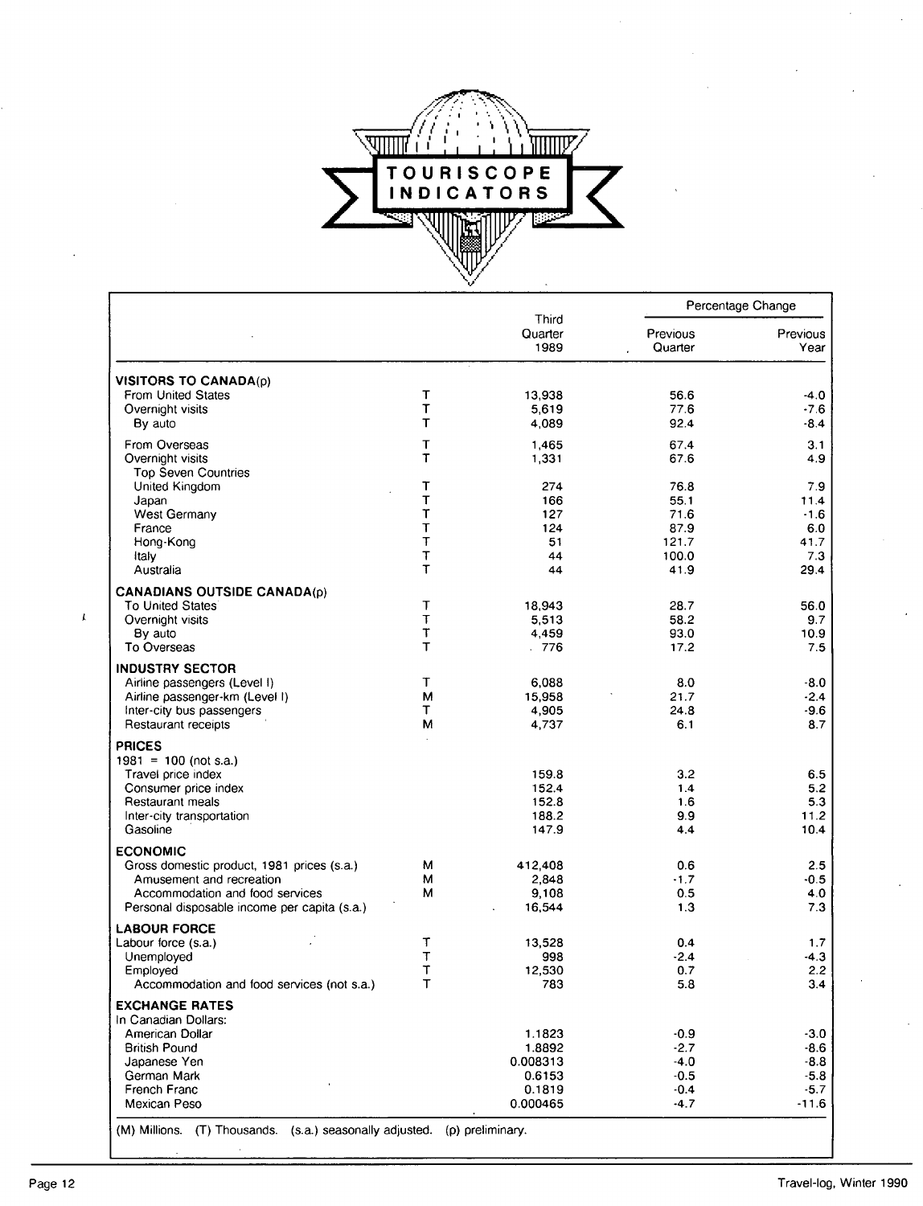# TOURISCOPE INDICATORS

| | | Third Quarter 1989 | Percentage Change | |
|---|---|---|---|---|
| | | | Previous Quarter | Previous Year |
| **VISITORS TO CANADA(p)** | | | | |
| From United States | T | 13,938 | 56.6 | -4.0 |
| Overnight visits | T | 5,619 | 77.6 | -7.6 |
| By auto | T | 4,089 | 92.4 | -8.4 |
| From Overseas | T | 1,465 | 67.4 | 3.1 |
| Overnight visits | T | 1,331 | 67.6 | 4.9 |
| Top Seven Countries | | | | |
| United Kingdom | T | 274 | 76.8 | 7.9 |
| Japan | T | 166 | 55.1 | 11.4 |
| West Germany | T | 127 | 71.6 | -1.6 |
| France | T | 124 | 87.9 | 6.0 |
| Hong-Kong | T | 51 | 121.7 | 41.7 |
| Italy | T | 44 | 100.0 | 7.3 |
| Australia | T | 44 | 41.9 | 29.4 |
| **CANADIANS OUTSIDE CANADA(p)** | | | | |
| To United States | T | 18,943 | 28.7 | 56.0 |
| Overnight visits | T | 5,513 | 58.2 | 9.7 |
| By auto | T | 4,459 | 93.0 | 10.9 |
| To Overseas | T | 776 | 17.2 | 7.5 |
| **INDUSTRY SECTOR** | | | | |
| Airline passengers (Level I) | T | 6,088 | 8.0 | -8.0 |
| Airline passenger-km (Level I) | M | 15,958 | 21.7 | -2.4 |
| Inter-city bus passengers | T | 4,905 | 24.8 | -9.6 |
| Restaurant receipts | M | 4,737 | 6.1 | 8.7 |
| **PRICES** | | | | |
| 1981 = 100 (not s.a.) | | | | |
| Travel price index | | 159.8 | 3.2 | 6.5 |
| Consumer price index | | 152.4 | 1.4 | 5.2 |
| Restaurant meals | | 152.8 | 1.6 | 5.3 |
| Inter-city transportation | | 188.2 | 9.9 | 11.2 |
| Gasoline | | 147.9 | 4.4 | 10.4 |
| **ECONOMIC** | | | | |
| Gross domestic product, 1981 prices (s.a.) | M | 412,408 | 0.6 | 2.5 |
| Amusement and recreation | M | 2,848 | -1.7 | -0.5 |
| Accommodation and food services | M | 9,108 | 0.5 | 4.0 |
| Personal disposable income per capita (s.a.) | | 16,544 | 1.3 | 7.3 |
| **LABOUR FORCE** | | | | |
| Labour force (s.a.) | T | 13,528 | 0.4 | 1.7 |
| Unemployed | T | 998 | -2.4 | -4.3 |
| Employed | T | 12,530 | 0.7 | 2.2 |
| Accommodation and food services (not s.a.) | T | 783 | 5.8 | 3.4 |
| **EXCHANGE RATES** | | | | |
| In Canadian Dollars: | | | | |
| American Dollar | | 1.1823 | -0.9 | -3.0 |
| British Pound | | 1.8892 | -2.7 | -8.6 |
| Japanese Yen | | 0.008313 | -4.0 | -8.8 |
| German Mark | | 0.6153 | -0.5 | -5.8 |
| French Franc | | 0.1819 | -0.4 | -5.7 |
| Mexican Peso | | 0.000465 | -4.7 | -11.6 |

(M) Millions. (T) Thousands. (s.a.) seasonally adjusted. (p) preliminary.